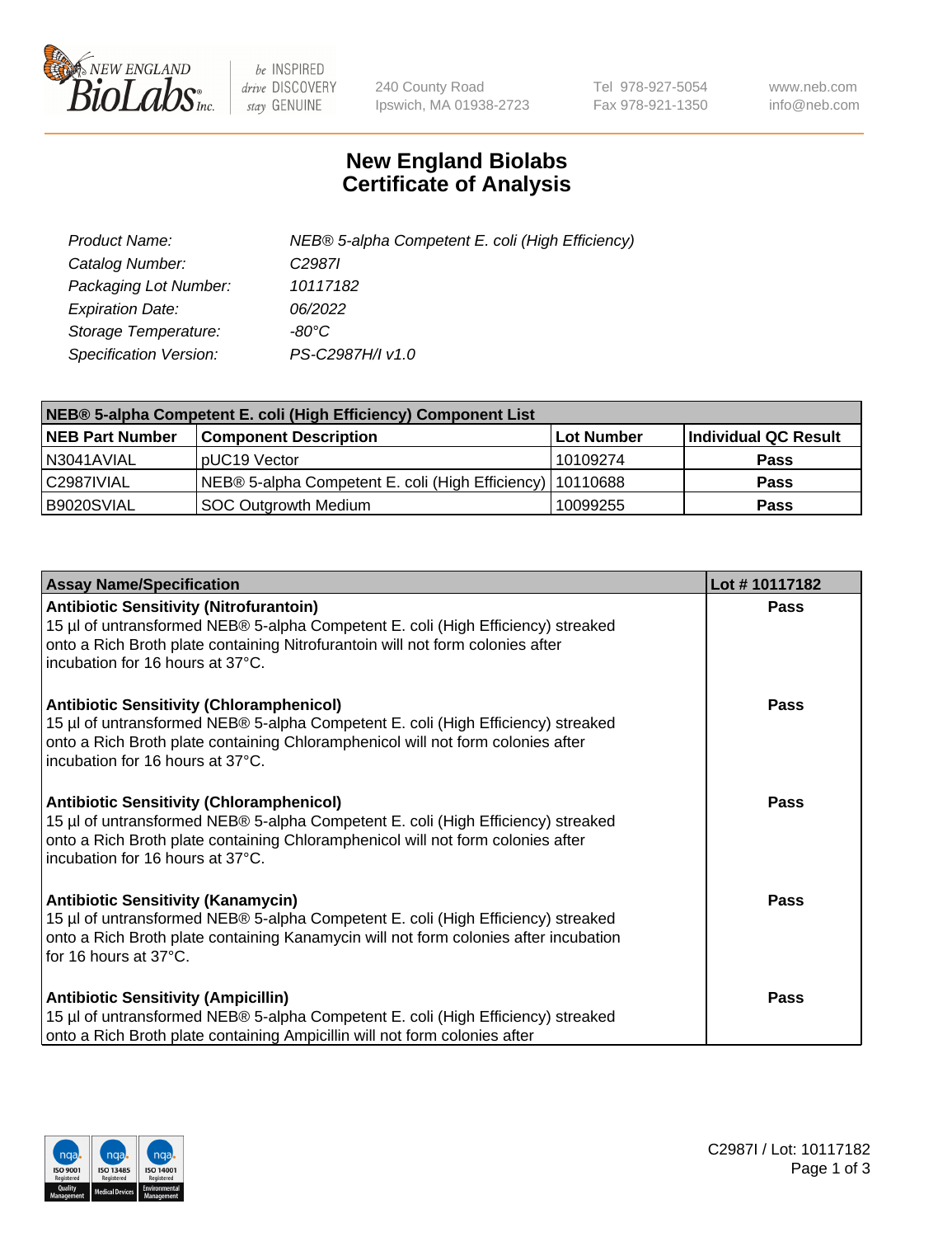# New England Biolabs
# Certificate of Analysis

| | |
|---|---|
| *Product Name:* | *NEB® 5-alpha Competent E. coli (High Efficiency)* |
| *Catalog Number:* | *C2987I* |
| *Packaging Lot Number:* | *10117182* |
| *Expiration Date:* | *06/2022* |
| *Storage Temperature:* | *-80°C* |
| *Specification Version:* | *PS-C2987H/I v1.0* |

| NEB® 5-alpha Competent E. coli (High Efficiency) Component List | | | |
|---|---|---|---|
| **NEB Part Number** | **Component Description** | **Lot Number** | **Individual QC Result** |
| N3041AVIAL | pUC19 Vector | 10109274 | **Pass** |
| C2987IVIAL | NEB® 5-alpha Competent E. coli (High Efficiency) | 10110688 | **Pass** |
| B9020SVIAL | SOC Outgrowth Medium | 10099255 | **Pass** |

| Assay Name/Specification | Lot # 10117182 |
|---|---|
| **Antibiotic Sensitivity (Nitrofurantoin)** 15 µl of untransformed NEB® 5-alpha Competent E. coli (High Efficiency) streaked onto a Rich Broth plate containing Nitrofurantoin will not form colonies after incubation for 16 hours at 37°C. | **Pass** |
| **Antibiotic Sensitivity (Chloramphenicol)** 15 µl of untransformed NEB® 5-alpha Competent E. coli (High Efficiency) streaked onto a Rich Broth plate containing Chloramphenicol will not form colonies after incubation for 16 hours at 37°C. | **Pass** |
| **Antibiotic Sensitivity (Chloramphenicol)** 15 µl of untransformed NEB® 5-alpha Competent E. coli (High Efficiency) streaked onto a Rich Broth plate containing Chloramphenicol will not form colonies after incubation for 16 hours at 37°C. | **Pass** |
| **Antibiotic Sensitivity (Kanamycin)** 15 µl of untransformed NEB® 5-alpha Competent E. coli (High Efficiency) streaked onto a Rich Broth plate containing Kanamycin will not form colonies after incubation for 16 hours at 37°C. | **Pass** |
| **Antibiotic Sensitivity (Ampicillin)** 15 µl of untransformed NEB® 5-alpha Competent E. coli (High Efficiency) streaked onto a Rich Broth plate containing Ampicillin will not form colonies after | **Pass** |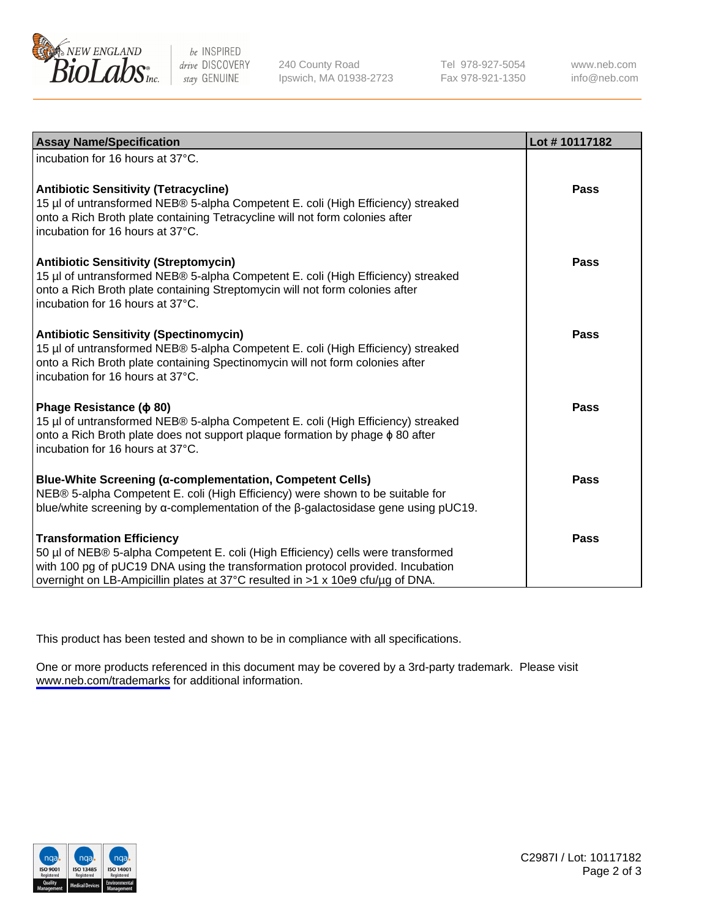| Assay Name/Specification | Lot # 10117182 |
| --- | --- |
| incubation for 16 hours at 37°C. | |
| **Antibiotic Sensitivity (Tetracycline)**<br>15 µl of untransformed NEB® 5-alpha Competent E. coli (High Efficiency) streaked onto a Rich Broth plate containing Tetracycline will not form colonies after incubation for 16 hours at 37°C. | **Pass** |
| **Antibiotic Sensitivity (Streptomycin)**<br>15 µl of untransformed NEB® 5-alpha Competent E. coli (High Efficiency) streaked onto a Rich Broth plate containing Streptomycin will not form colonies after incubation for 16 hours at 37°C. | **Pass** |
| **Antibiotic Sensitivity (Spectinomycin)**<br>15 µl of untransformed NEB® 5-alpha Competent E. coli (High Efficiency) streaked onto a Rich Broth plate containing Spectinomycin will not form colonies after incubation for 16 hours at 37°C. | **Pass** |
| **Phage Resistance (ϕ 80)**<br>15 µl of untransformed NEB® 5-alpha Competent E. coli (High Efficiency) streaked onto a Rich Broth plate does not support plaque formation by phage ϕ 80 after incubation for 16 hours at 37°C. | **Pass** |
| **Blue-White Screening (α-complementation, Competent Cells)**<br>NEB® 5-alpha Competent E. coli (High Efficiency) were shown to be suitable for blue/white screening by α-complementation of the β-galactosidase gene using pUC19. | **Pass** |
| **Transformation Efficiency**<br>50 µl of NEB® 5-alpha Competent E. coli (High Efficiency) cells were transformed with 100 pg of pUC19 DNA using the transformation protocol provided. Incubation overnight on LB-Ampicillin plates at 37°C resulted in >1 x 10e9 cfu/µg of DNA. | **Pass** |

This product has been tested and shown to be in compliance with all specifications.

One or more products referenced in this document may be covered by a 3rd-party trademark. Please visit www.neb.com/trademarks for additional information.

C2987I / Lot: 10117182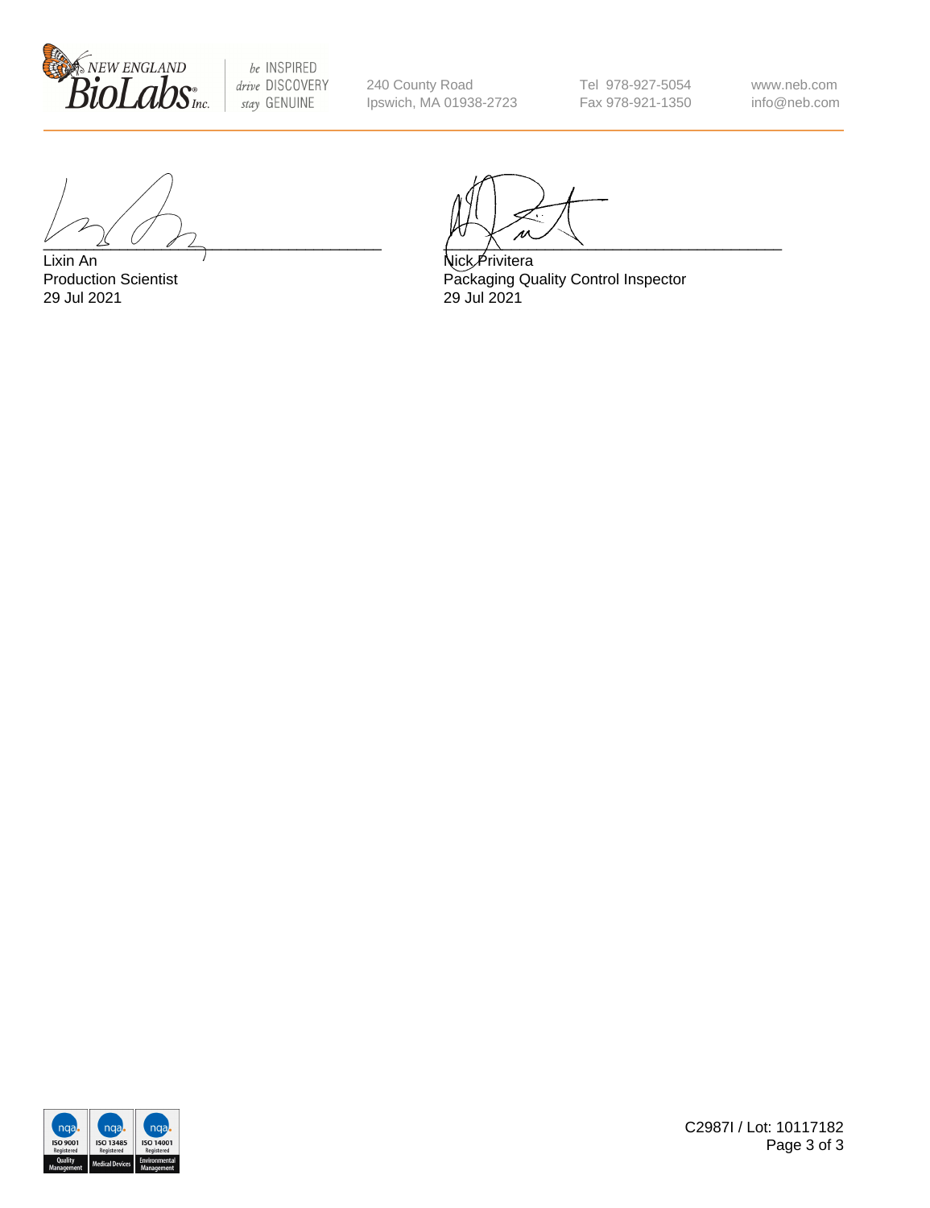Lixin An
Production Scientist
29 Jul 2021

Nick Privitera
Packaging Quality Control Inspector
29 Jul 2021